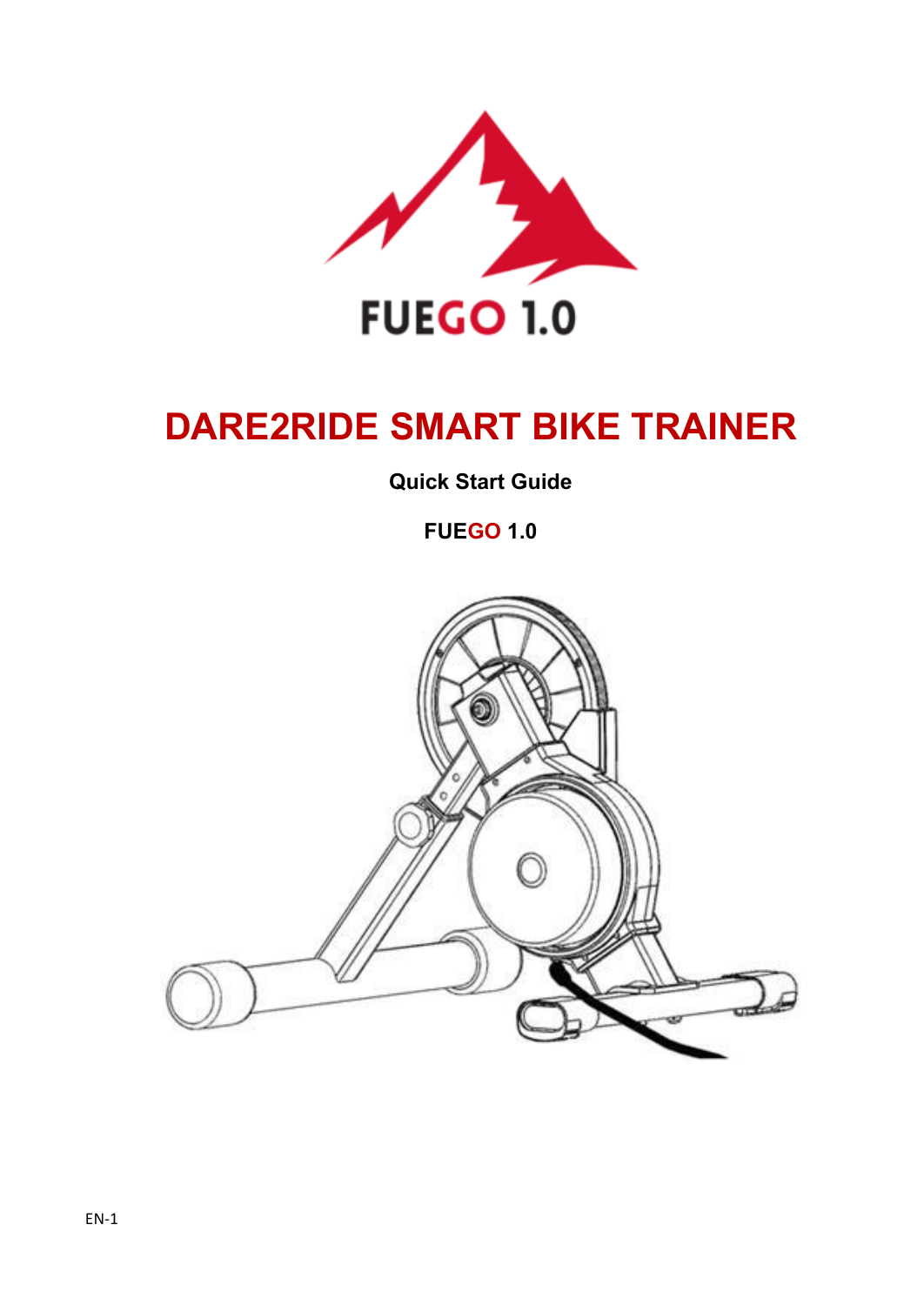FUEGO 1.0

# DARE2RIDE SMART BIKE TRAINER

**Quick Start Guide**

**FUEGO 1.0**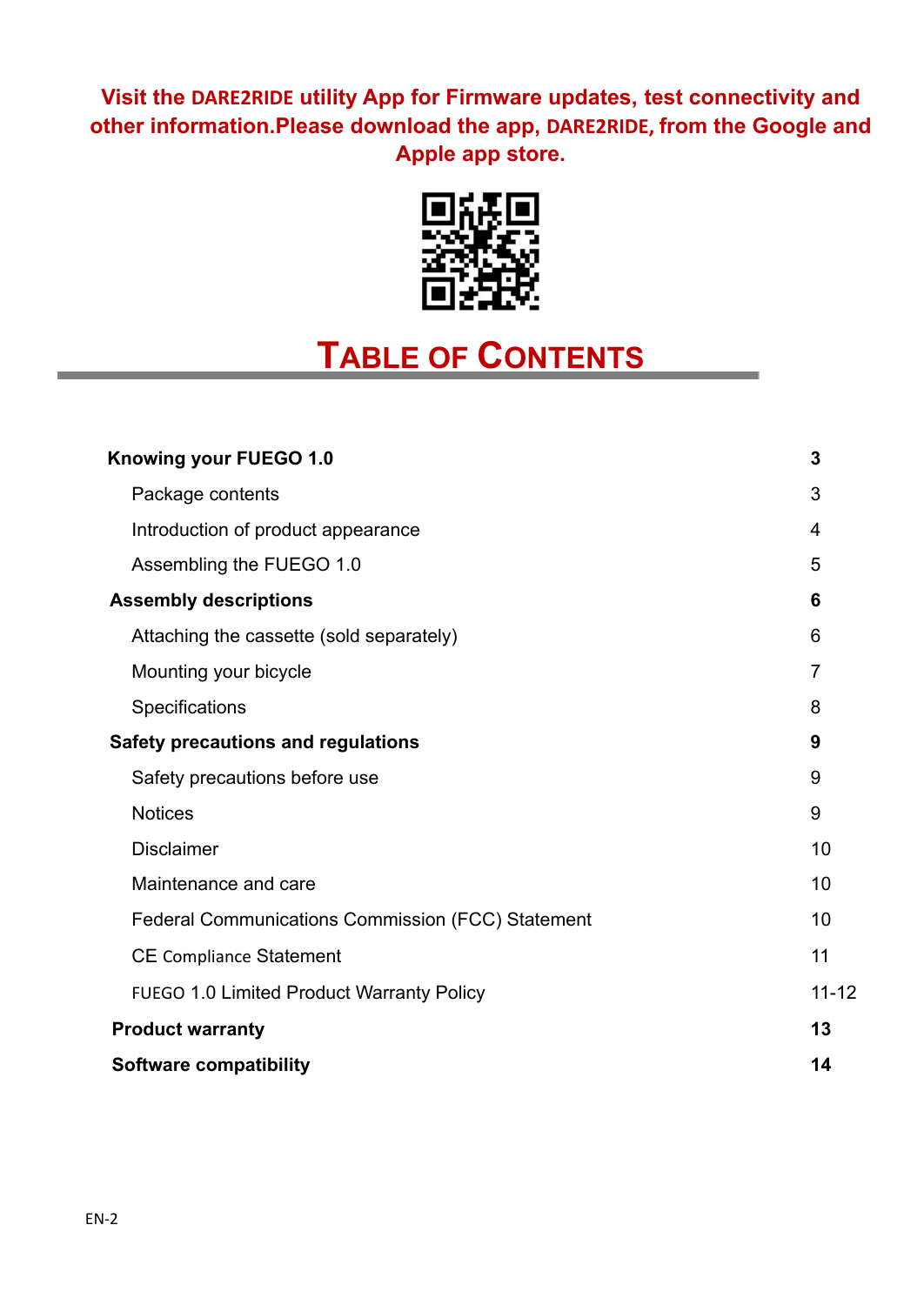**Visit the DARE2RIDE utility App for Firmware updates, test connectivity and other information.Please download the app, DARE2RIDE, from the Google and Apple app store.**

# TABLE OF CONTENTS

| | |
|---|---|
| **Knowing your FUEGO 1.0** | **3** |
| Package contents | 3 |
| Introduction of product appearance | 4 |
| Assembling the FUEGO 1.0 | 5 |
| **Assembly descriptions** | **6** |
| Attaching the cassette (sold separately) | 6 |
| Mounting your bicycle | 7 |
| Specifications | 8 |
| **Safety precautions and regulations** | **9** |
| Safety precautions before use | 9 |
| Notices | 9 |
| Disclaimer | 10 |
| Maintenance and care | 10 |
| Federal Communications Commission (FCC) Statement | 10 |
| CE Compliance Statement | 11 |
| FUEGO 1.0 Limited Product Warranty Policy | 11-12 |
| **Product warranty** | **13** |
| **Software compatibility** | **14** |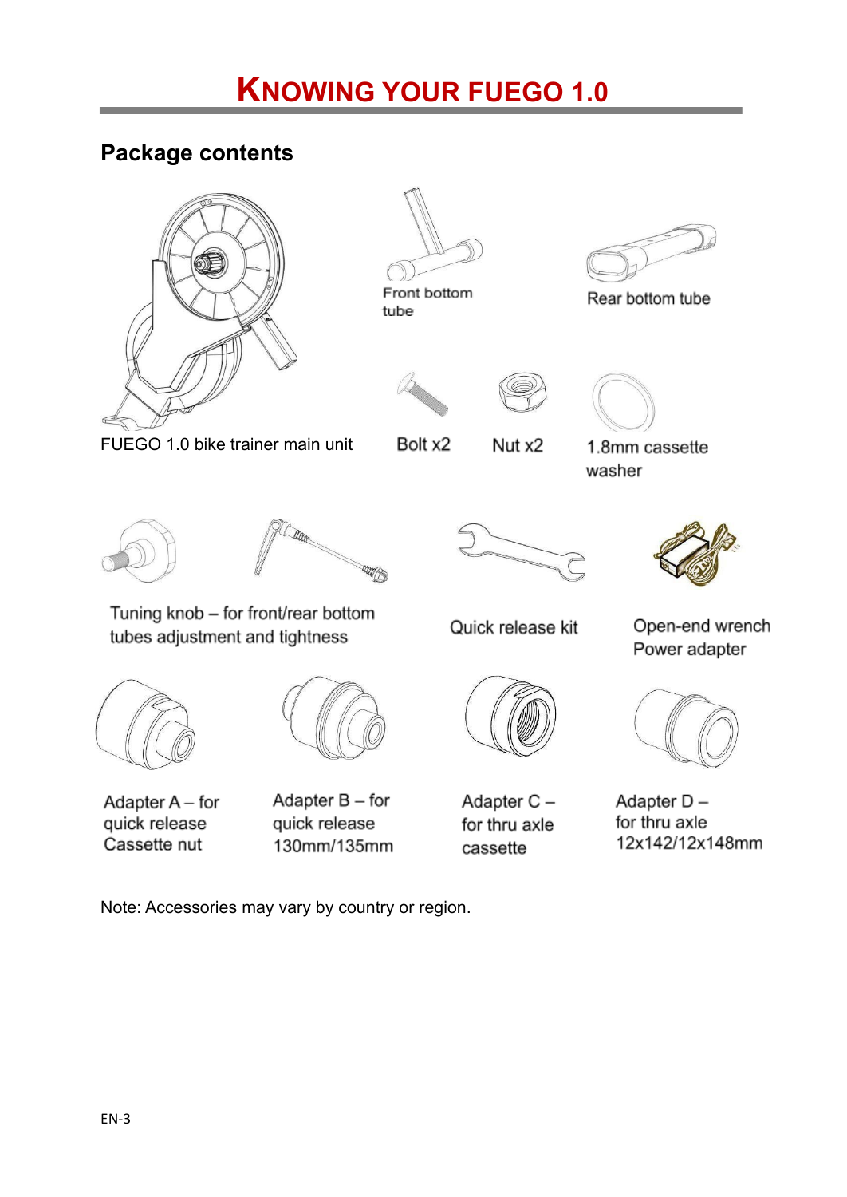# KNOWING YOUR FUEGO 1.0

## Package contents

FUEGO 1.0 bike trainer main unit

Front bottom tube

Rear bottom tube

Bolt x2

Nut x2

1.8mm cassette washer

Tuning knob – for front/rear bottom tubes adjustment and tightness

Quick release kit

Open-end wrench

Power adapter

Adapter A – for quick release Cassette nut

Adapter B – for quick release 130mm/135mm

Adapter C – for thru axle cassette

Adapter D – for thru axle 12x142/12x148mm

Note: Accessories may vary by country or region.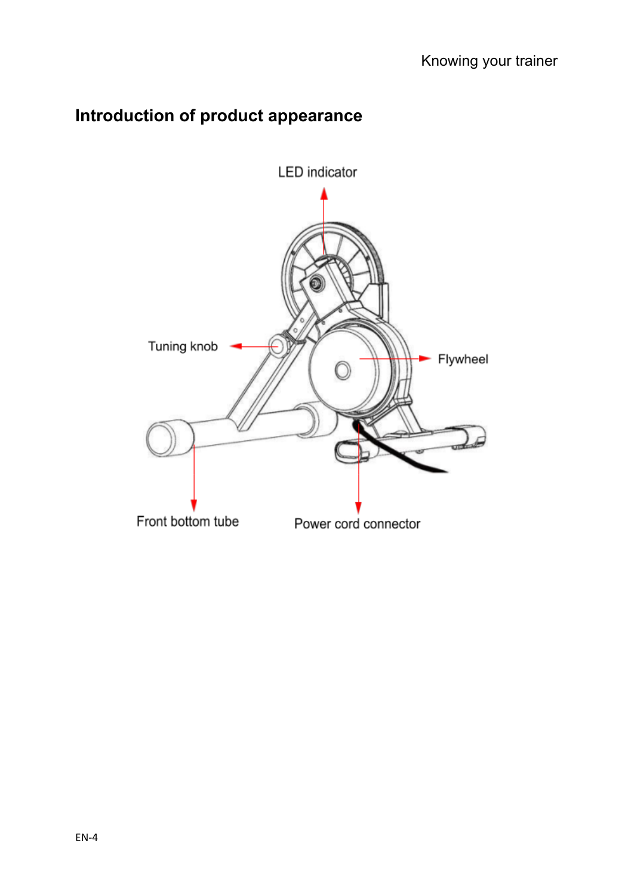## Introduction of product appearance

LED indicator

Tuning knob

Flywheel

Front bottom tube

Power cord connector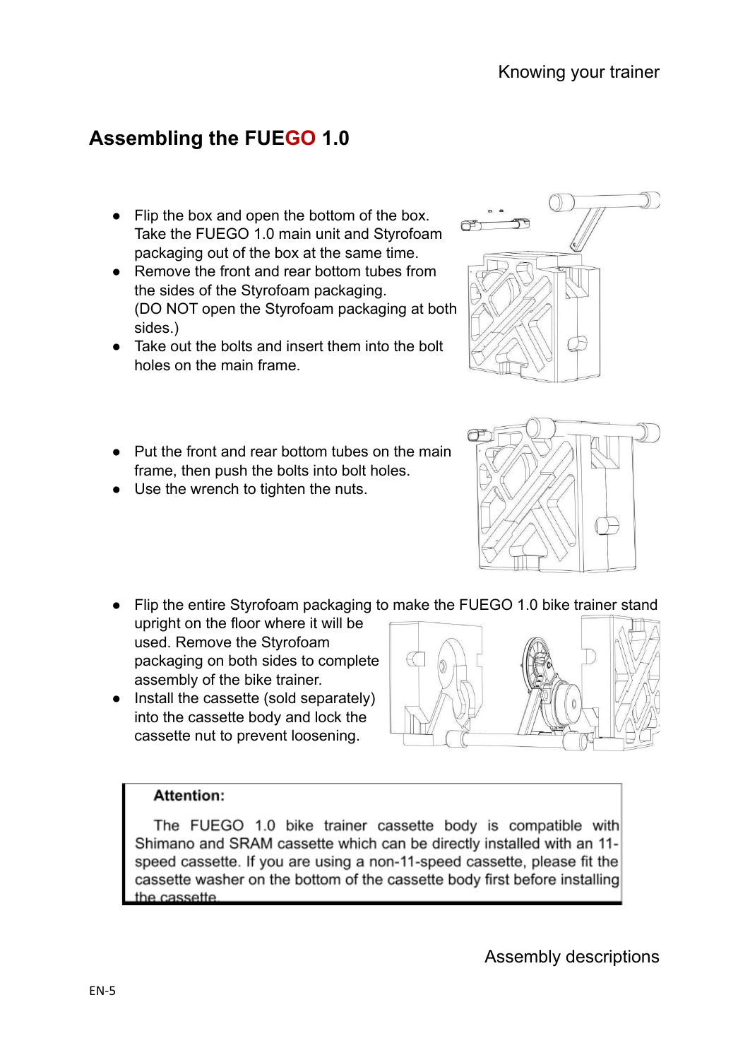## Assembling the FUEGO 1.0

- Flip the box and open the bottom of the box. Take the FUEGO 1.0 main unit and Styrofoam packaging out of the box at the same time.
- Remove the front and rear bottom tubes from the sides of the Styrofoam packaging. (DO NOT open the Styrofoam packaging at both sides.)
- Take out the bolts and insert them into the bolt holes on the main frame.

- Put the front and rear bottom tubes on the main frame, then push the bolts into bolt holes.
- Use the wrench to tighten the nuts.

- Flip the entire Styrofoam packaging to make the FUEGO 1.0 bike trainer stand upright on the floor where it will be used. Remove the Styrofoam packaging on both sides to complete assembly of the bike trainer.
- Install the cassette (sold separately) into the cassette body and lock the cassette nut to prevent loosening.

> **Attention:**
>
> The FUEGO 1.0 bike trainer cassette body is compatible with Shimano and SRAM cassette which can be directly installed with an 11-speed cassette. If you are using a non-11-speed cassette, please fit the cassette washer on the bottom of the cassette body first before installing the cassette.

Assembly descriptions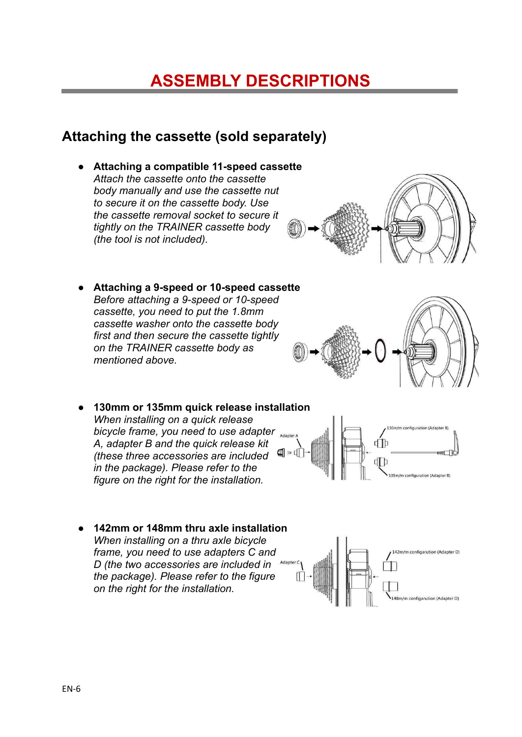# ASSEMBLY DESCRIPTIONS

## Attaching the cassette (sold separately)

- **Attaching a compatible 11-speed cassette**
  *Attach the cassette onto the cassette body manually and use the cassette nut to secure it on the cassette body. Use the cassette removal socket to secure it tightly on the TRAINER cassette body (the tool is not included).*

- **Attaching a 9-speed or 10-speed cassette**
  *Before attaching a 9-speed or 10-speed cassette, you need to put the 1.8mm cassette washer onto the cassette body first and then secure the cassette tightly on the TRAINER cassette body as mentioned above.*

- **130mm or 135mm quick release installation**
  *When installing on a quick release bicycle frame, you need to use adapter A, adapter B and the quick release kit (these three accessories are included in the package). Please refer to the figure on the right for the installation.*

  Adapter A
  130m/m configuration (Adapter B)
  135m/m configuration (Adapter B)

- **142mm or 148mm thru axle installation**
  *When installing on a thru axle bicycle frame, you need to use adapters C and D (the two accessories are included in the package). Please refer to the figure on the right for the installation.*

  Adapter C
  142m/m configarution (Adapter D)
  148m/m configarution (Adapter D)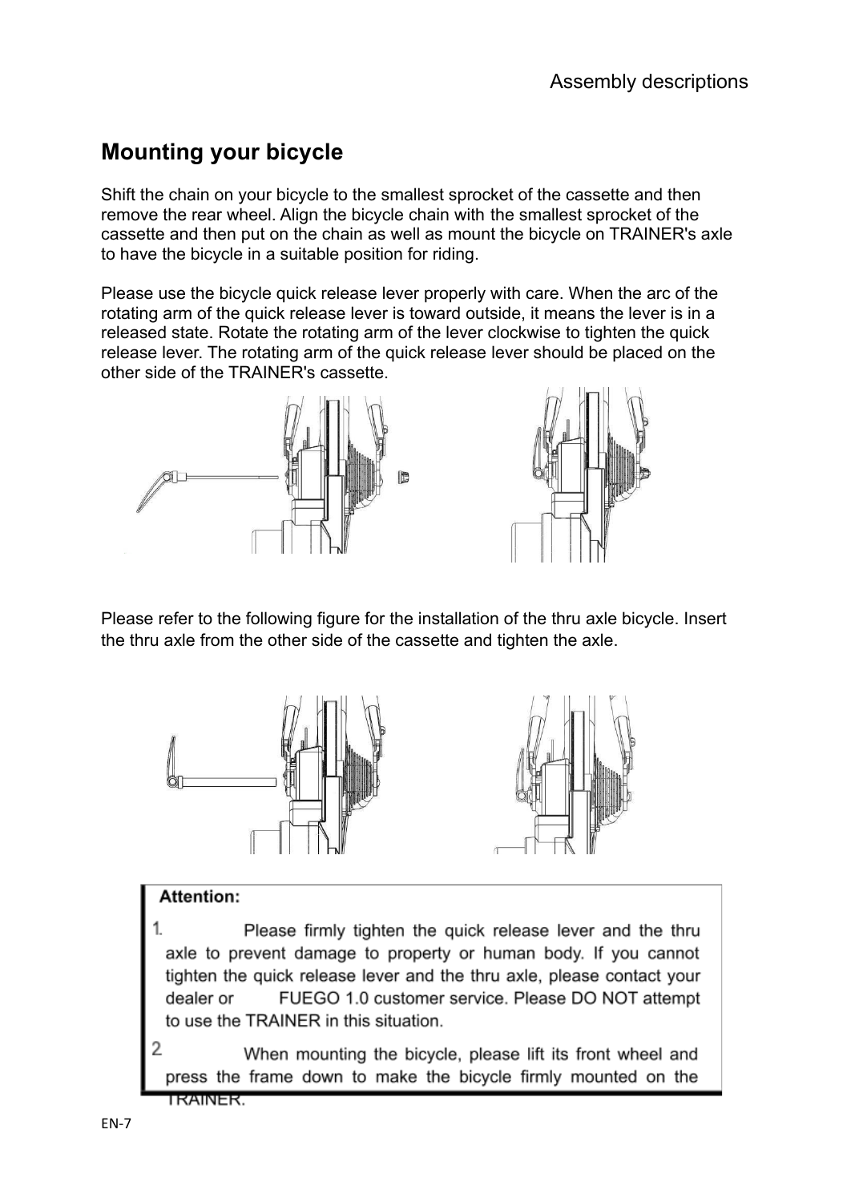## Mounting your bicycle

Shift the chain on your bicycle to the smallest sprocket of the cassette and then remove the rear wheel. Align the bicycle chain with the smallest sprocket of the cassette and then put on the chain as well as mount the bicycle on TRAINER's axle to have the bicycle in a suitable position for riding.

Please use the bicycle quick release lever properly with care. When the arc of the rotating arm of the quick release lever is toward outside, it means the lever is in a released state. Rotate the rotating arm of the lever clockwise to tighten the quick release lever. The rotating arm of the quick release lever should be placed on the other side of the TRAINER's cassette.

Please refer to the following figure for the installation of the thru axle bicycle. Insert the thru axle from the other side of the cassette and tighten the axle.

**Attention:**

1. Please firmly tighten the quick release lever and the thru axle to prevent damage to property or human body. If you cannot tighten the quick release lever and the thru axle, please contact your dealer or FUEGO 1.0 customer service. Please DO NOT attempt to use the TRAINER in this situation.
2. When mounting the bicycle, please lift its front wheel and press the frame down to make the bicycle firmly mounted on the TRAINER.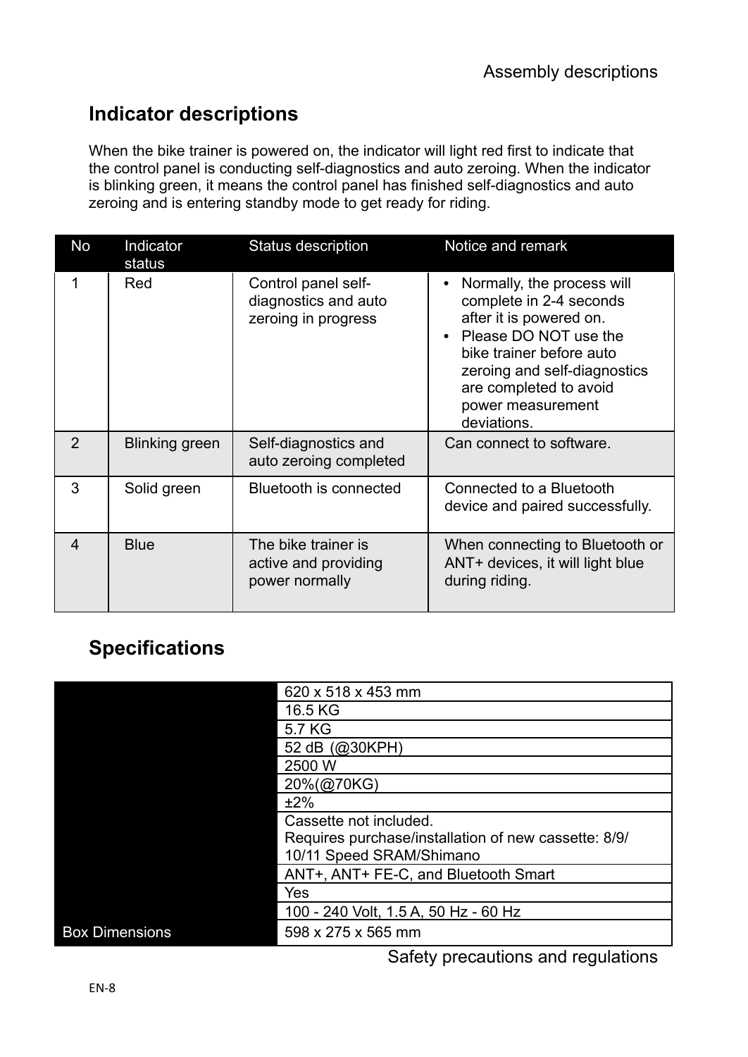## Indicator descriptions

When the bike trainer is powered on, the indicator will light red first to indicate that the control panel is conducting self-diagnostics and auto zeroing. When the indicator is blinking green, it means the control panel has finished self-diagnostics and auto zeroing and is entering standby mode to get ready for riding.

| No | Indicator status | Status description | Notice and remark |
|---|---|---|---|
| 1 | Red | Control panel self-diagnostics and auto zeroing in progress | • Normally, the process will complete in 2-4 seconds after it is powered on.<br>• Please DO NOT use the bike trainer before auto zeroing and self-diagnostics are completed to avoid power measurement deviations. |
| 2 | Blinking green | Self-diagnostics and auto zeroing completed | Can connect to software. |
| 3 | Solid green | Bluetooth is connected | Connected to a Bluetooth device and paired successfully. |
| 4 | Blue | The bike trainer is active and providing power normally | When connecting to Bluetooth or ANT+ devices, it will light blue during riding. |

## Specifications

| | |
|---|---|
| | 620 x 518 x 453 mm |
| | 16.5 KG |
| | 5.7 KG |
| | 52 dB (@30KPH) |
| | 2500 W |
| | 20%(@70KG) |
| | ±2% |
| | Cassette not included.<br>Requires purchase/installation of new cassette: 8/9/10/11 Speed SRAM/Shimano |
| | ANT+, ANT+ FE-C, and Bluetooth Smart |
| | Yes |
| | 100 - 240 Volt, 1.5 A, 50 Hz - 60 Hz |
| Box Dimensions | 598 x 275 x 565 mm |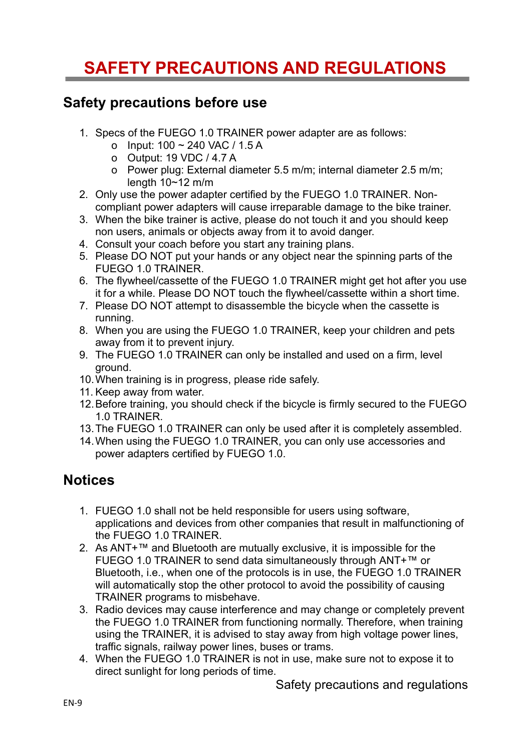# SAFETY PRECAUTIONS AND REGULATIONS

## Safety precautions before use

1. Specs of the FUEGO 1.0 TRAINER power adapter are as follows:
   - Input: 100 ~ 240 VAC / 1.5 A
   - Output: 19 VDC / 4.7 A
   - Power plug: External diameter 5.5 m/m; internal diameter 2.5 m/m; length 10~12 m/m
2. Only use the power adapter certified by the FUEGO 1.0 TRAINER. Non-compliant power adapters will cause irreparable damage to the bike trainer.
3. When the bike trainer is active, please do not touch it and you should keep non users, animals or objects away from it to avoid danger.
4. Consult your coach before you start any training plans.
5. Please DO NOT put your hands or any object near the spinning parts of the FUEGO 1.0 TRAINER.
6. The flywheel/cassette of the FUEGO 1.0 TRAINER might get hot after you use it for a while. Please DO NOT touch the flywheel/cassette within a short time.
7. Please DO NOT attempt to disassemble the bicycle when the cassette is running.
8. When you are using the FUEGO 1.0 TRAINER, keep your children and pets away from it to prevent injury.
9. The FUEGO 1.0 TRAINER can only be installed and used on a firm, level ground.
10. When training is in progress, please ride safely.
11. Keep away from water.
12. Before training, you should check if the bicycle is firmly secured to the FUEGO 1.0 TRAINER.
13. The FUEGO 1.0 TRAINER can only be used after it is completely assembled.
14. When using the FUEGO 1.0 TRAINER, you can only use accessories and power adapters certified by FUEGO 1.0.

## Notices

1. FUEGO 1.0 shall not be held responsible for users using software, applications and devices from other companies that result in malfunctioning of the FUEGO 1.0 TRAINER.
2. As ANT+™ and Bluetooth are mutually exclusive, it is impossible for the FUEGO 1.0 TRAINER to send data simultaneously through ANT+™ or Bluetooth, i.e., when one of the protocols is in use, the FUEGO 1.0 TRAINER will automatically stop the other protocol to avoid the possibility of causing TRAINER programs to misbehave.
3. Radio devices may cause interference and may change or completely prevent the FUEGO 1.0 TRAINER from functioning normally. Therefore, when training using the TRAINER, it is advised to stay away from high voltage power lines, traffic signals, railway power lines, buses or trams.
4. When the FUEGO 1.0 TRAINER is not in use, make sure not to expose it to direct sunlight for long periods of time.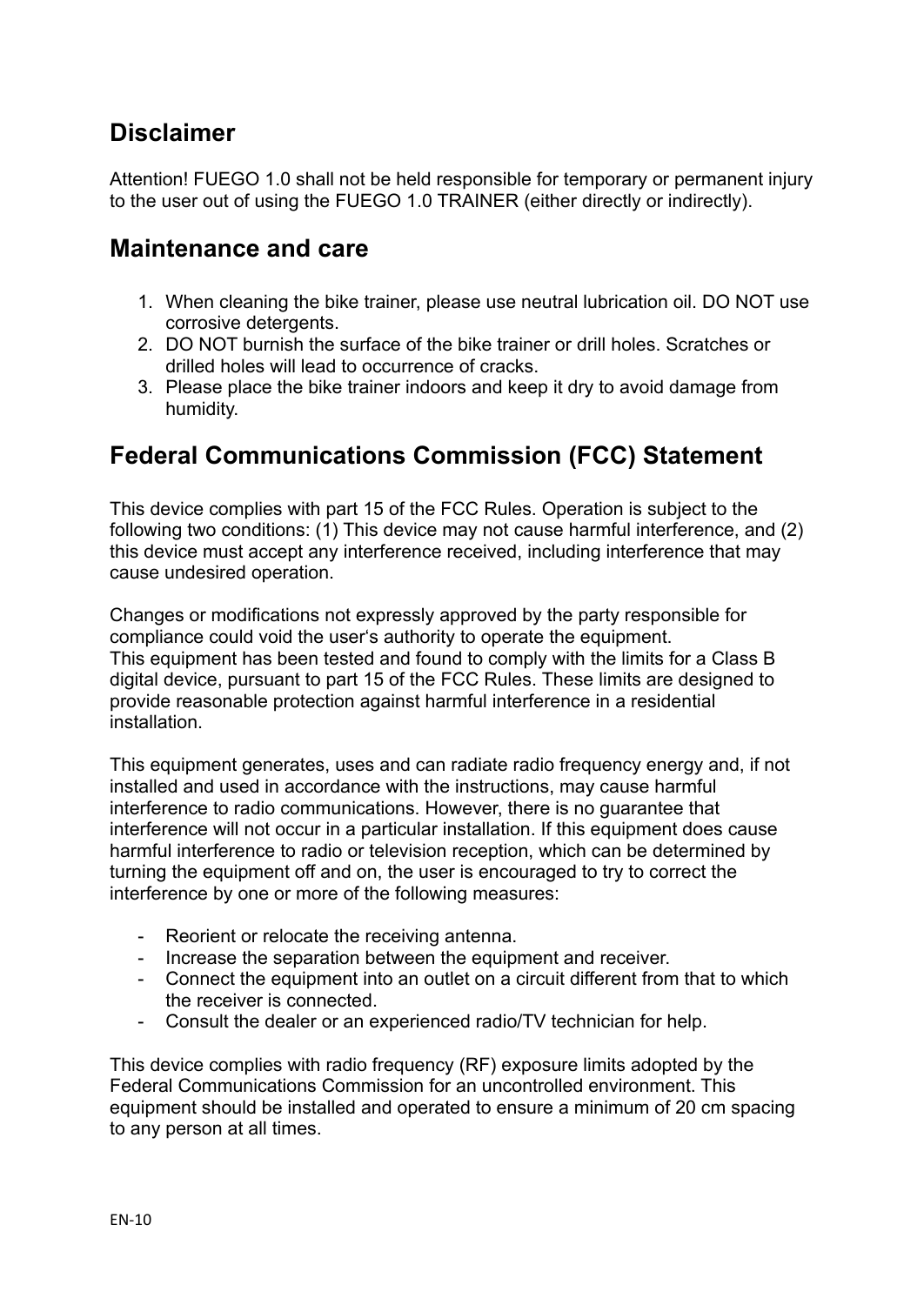## Disclaimer

Attention! FUEGO 1.0 shall not be held responsible for temporary or permanent injury to the user out of using the FUEGO 1.0 TRAINER (either directly or indirectly).

## Maintenance and care

1. When cleaning the bike trainer, please use neutral lubrication oil. DO NOT use corrosive detergents.
2. DO NOT burnish the surface of the bike trainer or drill holes. Scratches or drilled holes will lead to occurrence of cracks.
3. Please place the bike trainer indoors and keep it dry to avoid damage from humidity.

## Federal Communications Commission (FCC) Statement

This device complies with part 15 of the FCC Rules. Operation is subject to the following two conditions: (1) This device may not cause harmful interference, and (2) this device must accept any interference received, including interference that may cause undesired operation.

Changes or modifications not expressly approved by the party responsible for compliance could void the user's authority to operate the equipment.
This equipment has been tested and found to comply with the limits for a Class B digital device, pursuant to part 15 of the FCC Rules. These limits are designed to provide reasonable protection against harmful interference in a residential installation.

This equipment generates, uses and can radiate radio frequency energy and, if not installed and used in accordance with the instructions, may cause harmful interference to radio communications. However, there is no guarantee that interference will not occur in a particular installation. If this equipment does cause harmful interference to radio or television reception, which can be determined by turning the equipment off and on, the user is encouraged to try to correct the interference by one or more of the following measures:

- Reorient or relocate the receiving antenna.
- Increase the separation between the equipment and receiver.
- Connect the equipment into an outlet on a circuit different from that to which the receiver is connected.
- Consult the dealer or an experienced radio/TV technician for help.

This device complies with radio frequency (RF) exposure limits adopted by the Federal Communications Commission for an uncontrolled environment. This equipment should be installed and operated to ensure a minimum of 20 cm spacing to any person at all times.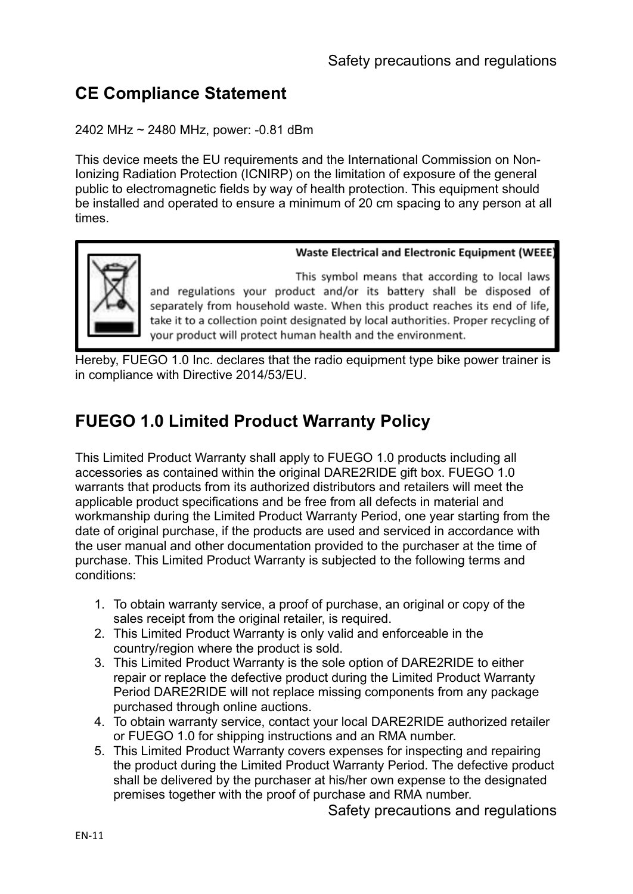## CE Compliance Statement

2402 MHz ~ 2480 MHz, power: -0.81 dBm

This device meets the EU requirements and the International Commission on Non-Ionizing Radiation Protection (ICNIRP) on the limitation of exposure of the general public to electromagnetic fields by way of health protection. This equipment should be installed and operated to ensure a minimum of 20 cm spacing to any person at all times.

**Waste Electrical and Electronic Equipment (WEEE)**

This symbol means that according to local laws and regulations your product and/or its battery shall be disposed of separately from household waste. When this product reaches its end of life, take it to a collection point designated by local authorities. Proper recycling of your product will protect human health and the environment.

Hereby, FUEGO 1.0 Inc. declares that the radio equipment type bike power trainer is in compliance with Directive 2014/53/EU.

## FUEGO 1.0 Limited Product Warranty Policy

This Limited Product Warranty shall apply to FUEGO 1.0 products including all accessories as contained within the original DARE2RIDE gift box. FUEGO 1.0 warrants that products from its authorized distributors and retailers will meet the applicable product specifications and be free from all defects in material and workmanship during the Limited Product Warranty Period, one year starting from the date of original purchase, if the products are used and serviced in accordance with the user manual and other documentation provided to the purchaser at the time of purchase. This Limited Product Warranty is subjected to the following terms and conditions:

1. To obtain warranty service, a proof of purchase, an original or copy of the sales receipt from the original retailer, is required.
2. This Limited Product Warranty is only valid and enforceable in the country/region where the product is sold.
3. This Limited Product Warranty is the sole option of DARE2RIDE to either repair or replace the defective product during the Limited Product Warranty Period DARE2RIDE will not replace missing components from any package purchased through online auctions.
4. To obtain warranty service, contact your local DARE2RIDE authorized retailer or FUEGO 1.0 for shipping instructions and an RMA number.
5. This Limited Product Warranty covers expenses for inspecting and repairing the product during the Limited Product Warranty Period. The defective product shall be delivered by the purchaser at his/her own expense to the designated premises together with the proof of purchase and RMA number.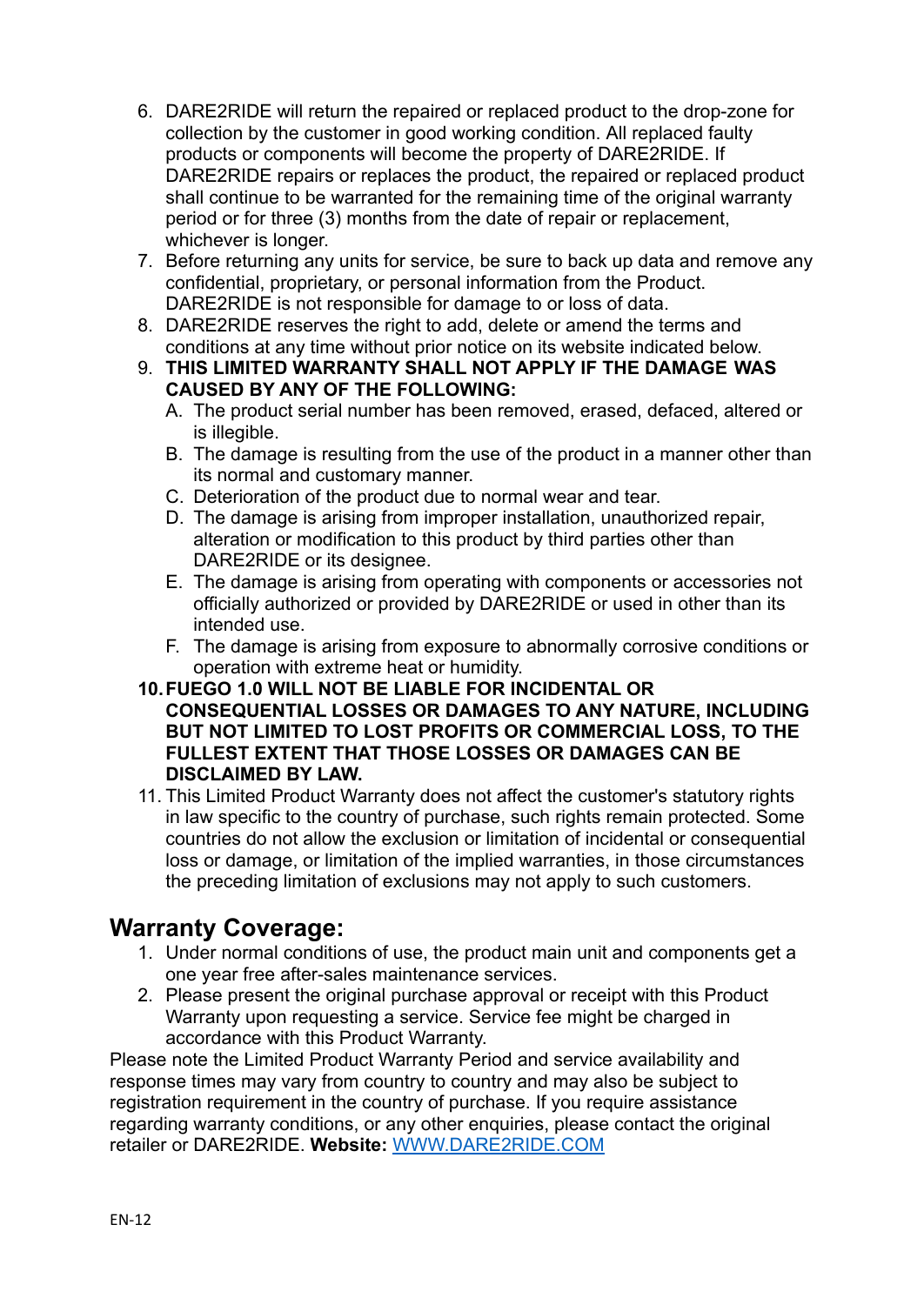6. DARE2RIDE will return the repaired or replaced product to the drop-zone for collection by the customer in good working condition. All replaced faulty products or components will become the property of DARE2RIDE. If DARE2RIDE repairs or replaces the product, the repaired or replaced product shall continue to be warranted for the remaining time of the original warranty period or for three (3) months from the date of repair or replacement, whichever is longer.
7. Before returning any units for service, be sure to back up data and remove any confidential, proprietary, or personal information from the Product. DARE2RIDE is not responsible for damage to or loss of data.
8. DARE2RIDE reserves the right to add, delete or amend the terms and conditions at any time without prior notice on its website indicated below.
9. **THIS LIMITED WARRANTY SHALL NOT APPLY IF THE DAMAGE WAS CAUSED BY ANY OF THE FOLLOWING:**
   A. The product serial number has been removed, erased, defaced, altered or is illegible.
   B. The damage is resulting from the use of the product in a manner other than its normal and customary manner.
   C. Deterioration of the product due to normal wear and tear.
   D. The damage is arising from improper installation, unauthorized repair, alteration or modification to this product by third parties other than DARE2RIDE or its designee.
   E. The damage is arising from operating with components or accessories not officially authorized or provided by DARE2RIDE or used in other than its intended use.
   F. The damage is arising from exposure to abnormally corrosive conditions or operation with extreme heat or humidity.
10. **FUEGO 1.0 WILL NOT BE LIABLE FOR INCIDENTAL OR CONSEQUENTIAL LOSSES OR DAMAGES TO ANY NATURE, INCLUDING BUT NOT LIMITED TO LOST PROFITS OR COMMERCIAL LOSS, TO THE FULLEST EXTENT THAT THOSE LOSSES OR DAMAGES CAN BE DISCLAIMED BY LAW.**
11. This Limited Product Warranty does not affect the customer's statutory rights in law specific to the country of purchase, such rights remain protected. Some countries do not allow the exclusion or limitation of incidental or consequential loss or damage, or limitation of the implied warranties, in those circumstances the preceding limitation of exclusions may not apply to such customers.

## Warranty Coverage:

1. Under normal conditions of use, the product main unit and components get a one year free after-sales maintenance services.
2. Please present the original purchase approval or receipt with this Product Warranty upon requesting a service. Service fee might be charged in accordance with this Product Warranty.

Please note the Limited Product Warranty Period and service availability and response times may vary from country to country and may also be subject to registration requirement in the country of purchase. If you require assistance regarding warranty conditions, or any other enquiries, please contact the original retailer or DARE2RIDE. **Website:** [WWW.DARE2RIDE.COM](http://WWW.DARE2RIDE.COM)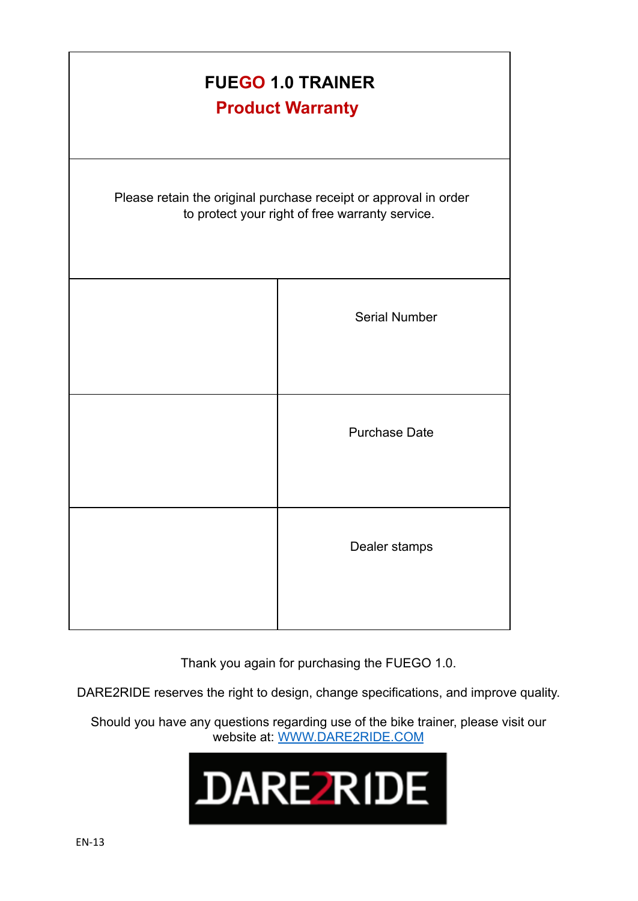# FUEGO 1.0 TRAINER

## Product Warranty

Please retain the original purchase receipt or approval in order to protect your right of free warranty service.

| | |
|---|---|
| | Serial Number |
| | Purchase Date |
| | Dealer stamps |

Thank you again for purchasing the FUEGO 1.0.

DARE2RIDE reserves the right to design, change specifications, and improve quality.

Should you have any questions regarding use of the bike trainer, please visit our website at: [WWW.DARE2RIDE.COM](http://WWW.DARE2RIDE.COM)

DARE2RIDE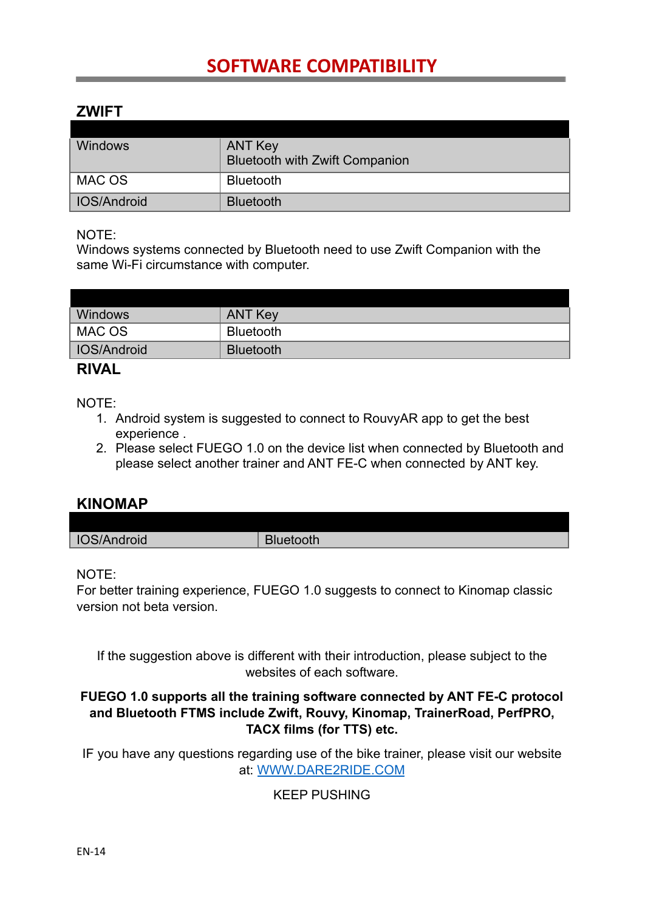# SOFTWARE COMPATIBILITY

## ZWIFT

| | |
|---|---|
| Windows | ANT Key<br>Bluetooth with Zwift Companion |
| MAC OS | Bluetooth |
| IOS/Android | Bluetooth |

NOTE:
Windows systems connected by Bluetooth need to use Zwift Companion with the same Wi-Fi circumstance with computer.

| | |
|---|---|
| Windows | ANT Key |
| MAC OS | Bluetooth |
| IOS/Android | Bluetooth |

## RIVAL

NOTE:

1. Android system is suggested to connect to RouvyAR app to get the best experience .
2. Please select FUEGO 1.0 on the device list when connected by Bluetooth and please select another trainer and ANT FE-C when connected by ANT key.

## KINOMAP

| | |
|---|---|
| IOS/Android | Bluetooth |

NOTE:
For better training experience, FUEGO 1.0 suggests to connect to Kinomap classic version not beta version.

If the suggestion above is different with their introduction, please subject to the websites of each software.

**FUEGO 1.0 supports all the training software connected by ANT FE-C protocol and Bluetooth FTMS include Zwift, Rouvy, Kinomap, TrainerRoad, PerfPRO, TACX films (for TTS) etc.**

IF you have any questions regarding use of the bike trainer, please visit our website at: WWW.DARE2RIDE.COM

KEEP PUSHING